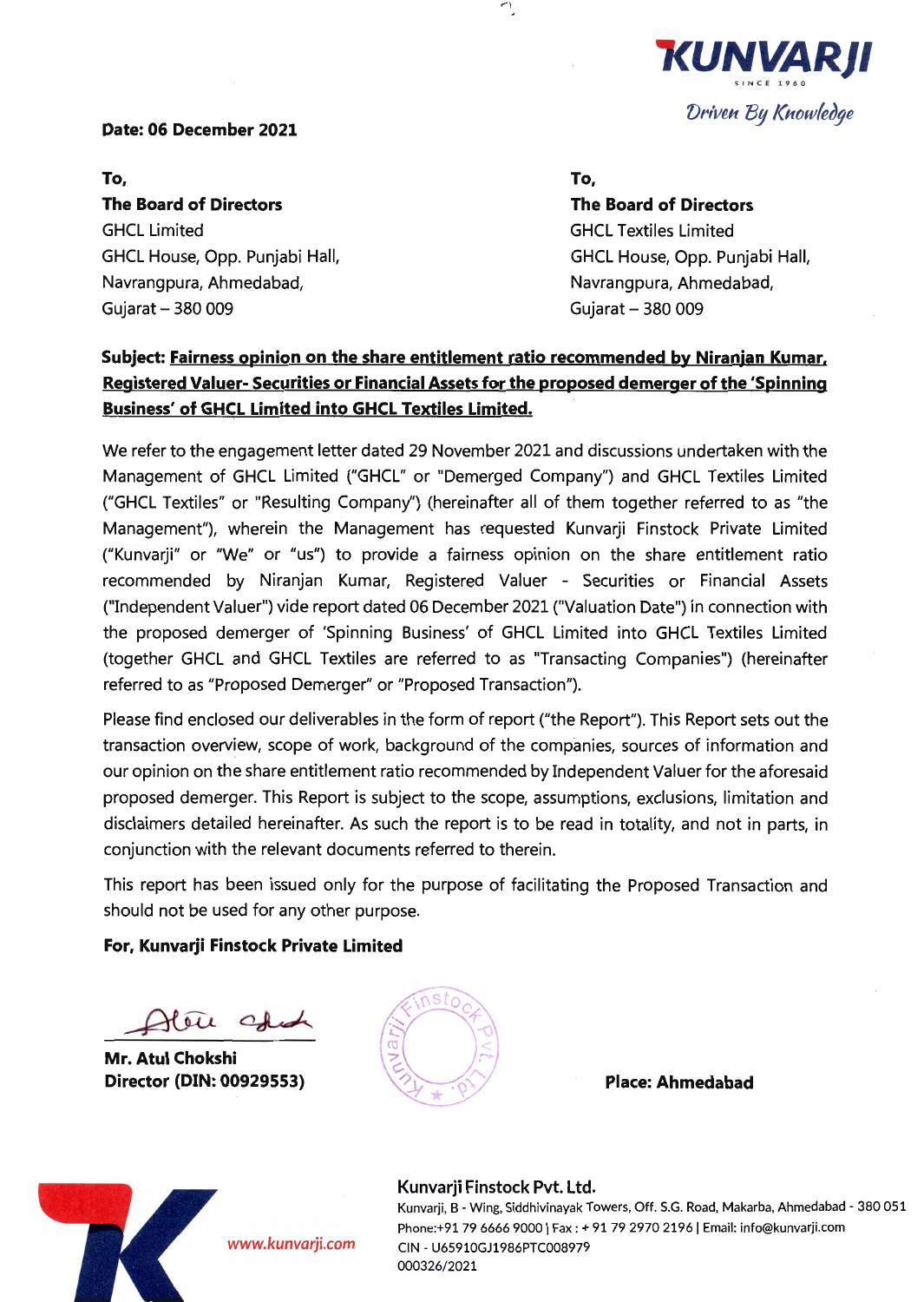KUNVARJI
SINCE 1960
*Driven By Knowledge*

**Date: 06 December 2021**

**To,**
**The Board of Directors**
GHCL Limited
GHCL House, Opp. Punjabi Hall,
Navrangpura, Ahmedabad,
Gujarat – 380 009

**To,**
**The Board of Directors**
GHCL Textiles Limited
GHCL House, Opp. Punjabi Hall,
Navrangpura, Ahmedabad,
Gujarat – 380 009

**Subject: Fairness opinion on the share entitlement ratio recommended by Niranjan Kumar, Registered Valuer- Securities or Financial Assets for the proposed demerger of the 'Spinning Business' of GHCL Limited into GHCL Textiles Limited.**

We refer to the engagement letter dated 29 November 2021 and discussions undertaken with the Management of GHCL Limited ("GHCL" or "Demerged Company") and GHCL Textiles Limited ("GHCL Textiles" or "Resulting Company") (hereinafter all of them together referred to as "the Management"), wherein the Management has requested Kunvarji Finstock Private Limited ("Kunvarji" or "We" or "us") to provide a fairness opinion on the share entitlement ratio recommended by Niranjan Kumar, Registered Valuer - Securities or Financial Assets ("Independent Valuer") vide report dated 06 December 2021 ("Valuation Date") in connection with the proposed demerger of 'Spinning Business' of GHCL Limited into GHCL Textiles Limited (together GHCL and GHCL Textiles are referred to as "Transacting Companies") (hereinafter referred to as "Proposed Demerger" or "Proposed Transaction").

Please find enclosed our deliverables in the form of report ("the Report"). This Report sets out the transaction overview, scope of work, background of the companies, sources of information and our opinion on the share entitlement ratio recommended by Independent Valuer for the aforesaid proposed demerger. This Report is subject to the scope, assumptions, exclusions, limitation and disclaimers detailed hereinafter. As such the report is to be read in totality, and not in parts, in conjunction with the relevant documents referred to therein.

This report has been issued only for the purpose of facilitating the Proposed Transaction and should not be used for any other purpose.

**For, Kunvarji Finstock Private Limited**

**Mr. Atul Chokshi**
**Director (DIN: 00929553)**

**Place: Ahmedabad**

**Kunvarji Finstock Pvt. Ltd.**
Kunvarji, B - Wing, Siddhivinayak Towers, Off. S.G. Road, Makarba, Ahmedabad - 380 051
Phone:+91 79 6666 9000 | Fax : + 91 79 2970 2196 | Email: info@kunvarji.com
CIN - U65910GJ1986PTC008979
www.kunvarji.com
000326/2021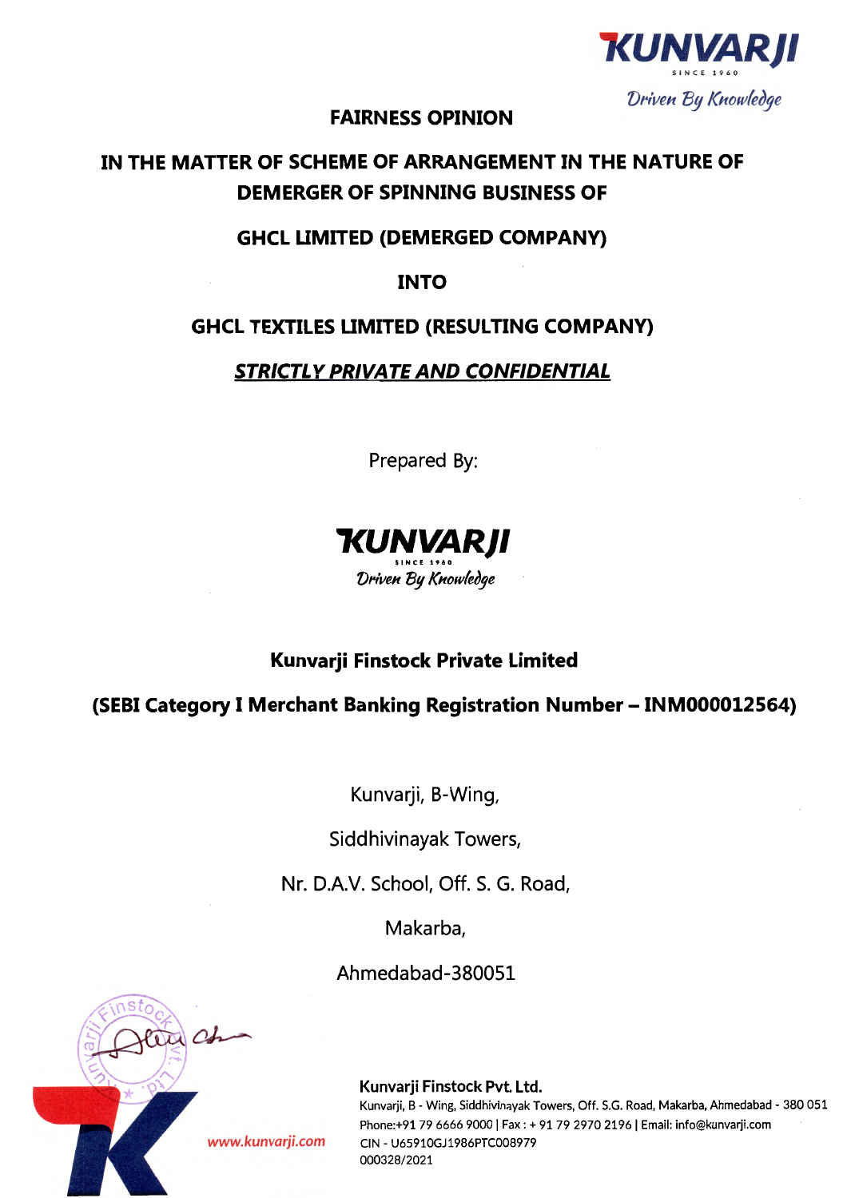# FAIRNESS OPINION

## IN THE MATTER OF SCHEME OF ARRANGEMENT IN THE NATURE OF DEMERGER OF SPINNING BUSINESS OF

## GHCL LIMITED (DEMERGED COMPANY)

## INTO

## GHCL TEXTILES LIMITED (RESULTING COMPANY)

***STRICTLY PRIVATE AND CONFIDENTIAL***

Prepared By:

**KUNVARJI**

SINCE 1960

*Driven By Knowledge*

**Kunvarji Finstock Private Limited**

**(SEBI Category I Merchant Banking Registration Number – INM000012564)**

Kunvarji, B-Wing,

Siddhivinayak Towers,

Nr. D.A.V. School, Off. S. G. Road,

Makarba,

Ahmedabad-380051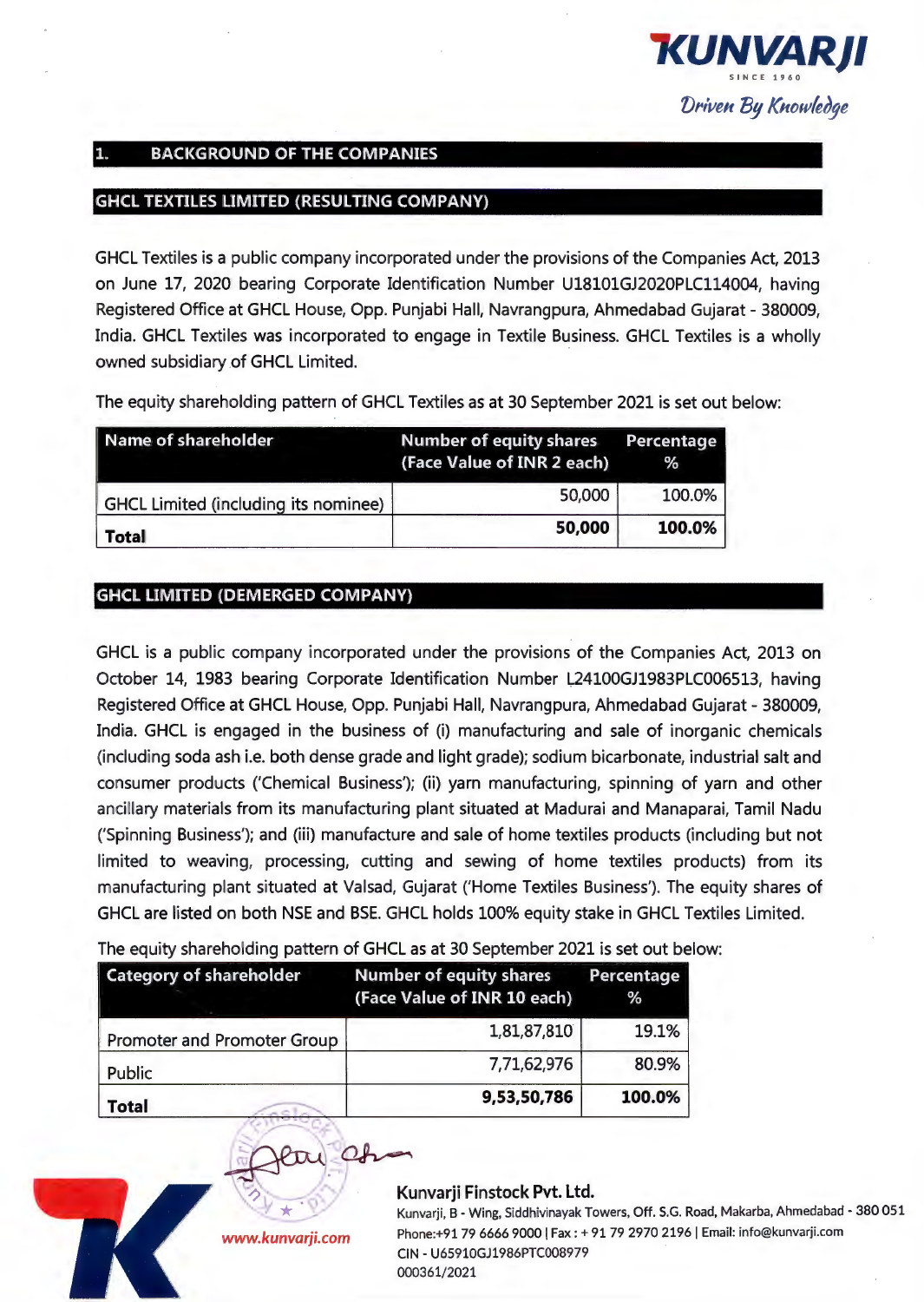## 1. BACKGROUND OF THE COMPANIES

### GHCL TEXTILES LIMITED (RESULTING COMPANY)

GHCL Textiles is a public company incorporated under the provisions of the Companies Act, 2013 on June 17, 2020 bearing Corporate Identification Number U18101GJ2020PLC114004, having Registered Office at GHCL House, Opp. Punjabi Hall, Navrangpura, Ahmedabad Gujarat - 380009, India. GHCL Textiles was incorporated to engage in Textile Business. GHCL Textiles is a wholly owned subsidiary of GHCL Limited.

The equity shareholding pattern of GHCL Textiles as at 30 September 2021 is set out below:

| Name of shareholder | Number of equity shares (Face Value of INR 2 each) | Percentage % |
|---|---|---|
| GHCL Limited (including its nominee) | 50,000 | 100.0% |
| **Total** | **50,000** | **100.0%** |

### GHCL LIMITED (DEMERGED COMPANY)

GHCL is a public company incorporated under the provisions of the Companies Act, 2013 on October 14, 1983 bearing Corporate Identification Number L24100GJ1983PLC006513, having Registered Office at GHCL House, Opp. Punjabi Hall, Navrangpura, Ahmedabad Gujarat - 380009, India. GHCL is engaged in the business of (i) manufacturing and sale of inorganic chemicals (including soda ash i.e. both dense grade and light grade); sodium bicarbonate, industrial salt and consumer products ('Chemical Business'); (ii) yarn manufacturing, spinning of yarn and other ancillary materials from its manufacturing plant situated at Madurai and Manaparai, Tamil Nadu ('Spinning Business'); and (iii) manufacture and sale of home textiles products (including but not limited to weaving, processing, cutting and sewing of home textiles products) from its manufacturing plant situated at Valsad, Gujarat ('Home Textiles Business'). The equity shares of GHCL are listed on both NSE and BSE. GHCL holds 100% equity stake in GHCL Textiles Limited.

The equity shareholding pattern of GHCL as at 30 September 2021 is set out below:

| Category of shareholder | Number of equity shares (Face Value of INR 10 each) | Percentage % |
|---|---|---|
| Promoter and Promoter Group | 1,81,87,810 | 19.1% |
| Public | 7,71,62,976 | 80.9% |
| **Total** | **9,53,50,786** | **100.0%** |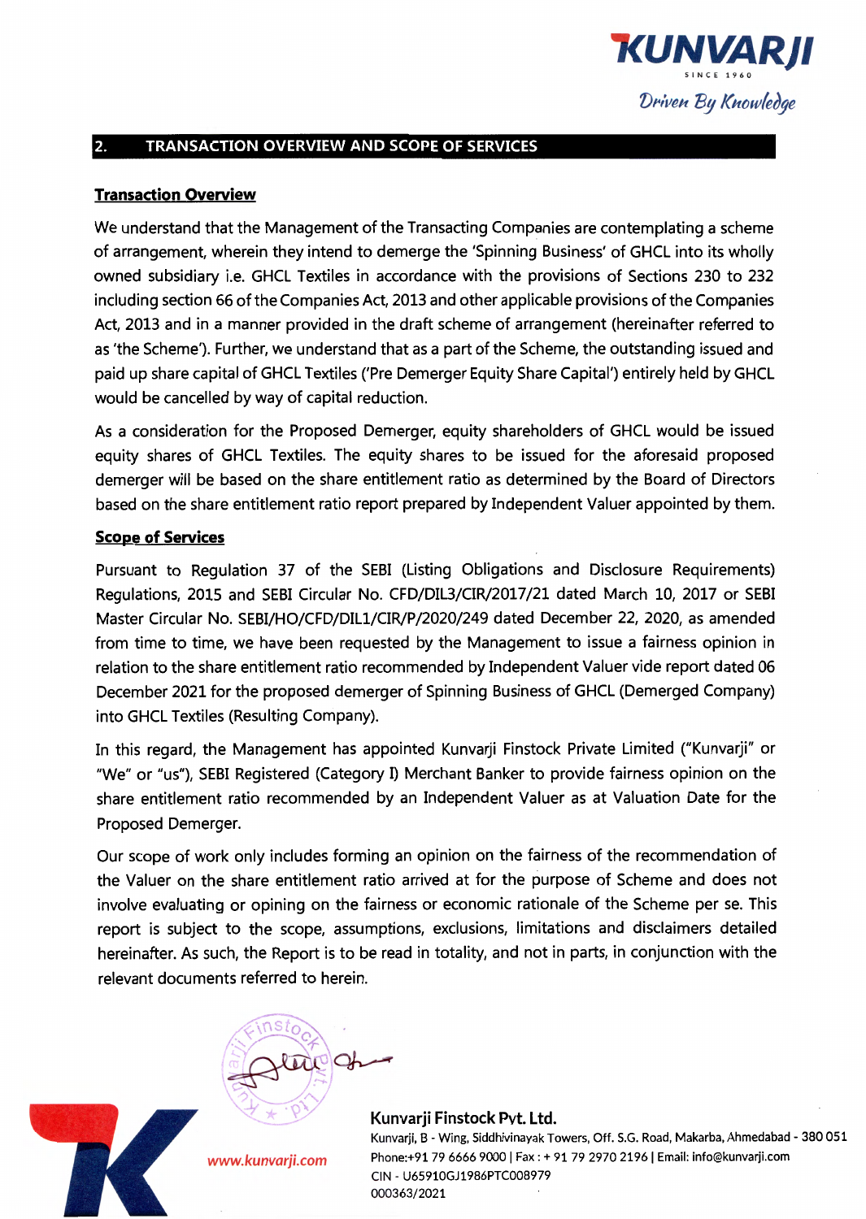## 2. TRANSACTION OVERVIEW AND SCOPE OF SERVICES

**Transaction Overview**

We understand that the Management of the Transacting Companies are contemplating a scheme of arrangement, wherein they intend to demerge the 'Spinning Business' of GHCL into its wholly owned subsidiary i.e. GHCL Textiles in accordance with the provisions of Sections 230 to 232 including section 66 of the Companies Act, 2013 and other applicable provisions of the Companies Act, 2013 and in a manner provided in the draft scheme of arrangement (hereinafter referred to as 'the Scheme'). Further, we understand that as a part of the Scheme, the outstanding issued and paid up share capital of GHCL Textiles ('Pre Demerger Equity Share Capital') entirely held by GHCL would be cancelled by way of capital reduction.

As a consideration for the Proposed Demerger, equity shareholders of GHCL would be issued equity shares of GHCL Textiles. The equity shares to be issued for the aforesaid proposed demerger will be based on the share entitlement ratio as determined by the Board of Directors based on the share entitlement ratio report prepared by Independent Valuer appointed by them.

**Scope of Services**

Pursuant to Regulation 37 of the SEBI (Listing Obligations and Disclosure Requirements) Regulations, 2015 and SEBI Circular No. CFD/DIL3/CIR/2017/21 dated March 10, 2017 or SEBI Master Circular No. SEBI/HO/CFD/DIL1/CIR/P/2020/249 dated December 22, 2020, as amended from time to time, we have been requested by the Management to issue a fairness opinion in relation to the share entitlement ratio recommended by Independent Valuer vide report dated 06 December 2021 for the proposed demerger of Spinning Business of GHCL (Demerged Company) into GHCL Textiles (Resulting Company).

In this regard, the Management has appointed Kunvarji Finstock Private Limited ("Kunvarji" or "We" or "us"), SEBI Registered (Category I) Merchant Banker to provide fairness opinion on the share entitlement ratio recommended by an Independent Valuer as at Valuation Date for the Proposed Demerger.

Our scope of work only includes forming an opinion on the fairness of the recommendation of the Valuer on the share entitlement ratio arrived at for the purpose of Scheme and does not involve evaluating or opining on the fairness or economic rationale of the Scheme per se. This report is subject to the scope, assumptions, exclusions, limitations and disclaimers detailed hereinafter. As such, the Report is to be read in totality, and not in parts, in conjunction with the relevant documents referred to herein.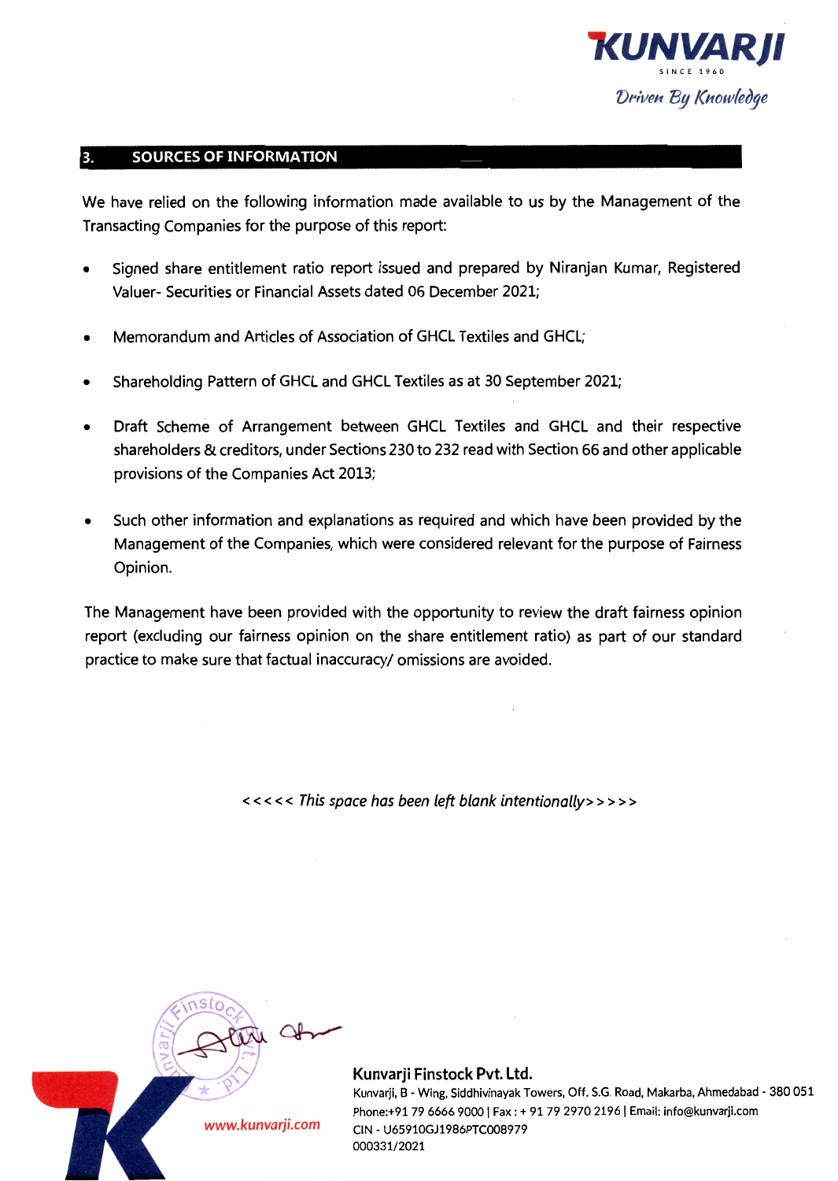## 3. SOURCES OF INFORMATION

We have relied on the following information made available to us by the Management of the Transacting Companies for the purpose of this report:

- Signed share entitlement ratio report issued and prepared by Niranjan Kumar, Registered Valuer- Securities or Financial Assets dated 06 December 2021;
- Memorandum and Articles of Association of GHCL Textiles and GHCL;
- Shareholding Pattern of GHCL and GHCL Textiles as at 30 September 2021;
- Draft Scheme of Arrangement between GHCL Textiles and GHCL and their respective shareholders & creditors, under Sections 230 to 232 read with Section 66 and other applicable provisions of the Companies Act 2013;
- Such other information and explanations as required and which have been provided by the Management of the Companies, which were considered relevant for the purpose of Fairness Opinion.

The Management have been provided with the opportunity to review the draft fairness opinion report (excluding our fairness opinion on the share entitlement ratio) as part of our standard practice to make sure that factual inaccuracy/ omissions are avoided.

*<<<<< This space has been left blank intentionally>>>>>*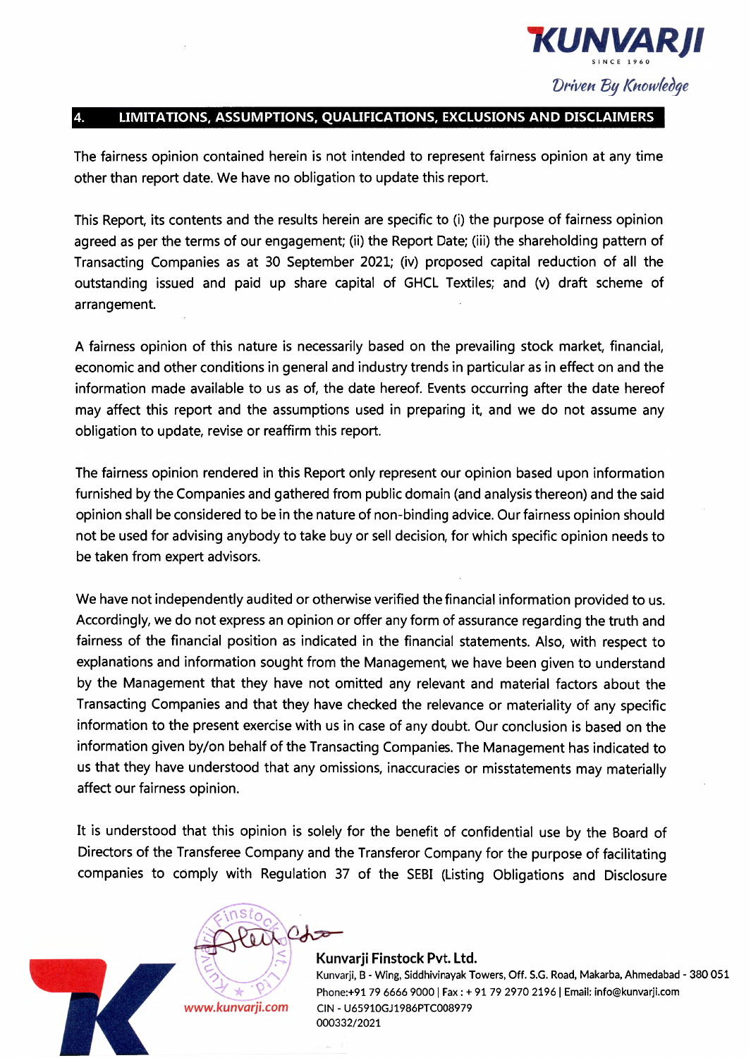## 4. LIMITATIONS, ASSUMPTIONS, QUALIFICATIONS, EXCLUSIONS AND DISCLAIMERS

The fairness opinion contained herein is not intended to represent fairness opinion at any time other than report date. We have no obligation to update this report.

This Report, its contents and the results herein are specific to (i) the purpose of fairness opinion agreed as per the terms of our engagement; (ii) the Report Date; (iii) the shareholding pattern of Transacting Companies as at 30 September 2021; (iv) proposed capital reduction of all the outstanding issued and paid up share capital of GHCL Textiles; and (v) draft scheme of arrangement.

A fairness opinion of this nature is necessarily based on the prevailing stock market, financial, economic and other conditions in general and industry trends in particular as in effect on and the information made available to us as of, the date hereof. Events occurring after the date hereof may affect this report and the assumptions used in preparing it, and we do not assume any obligation to update, revise or reaffirm this report.

The fairness opinion rendered in this Report only represent our opinion based upon information furnished by the Companies and gathered from public domain (and analysis thereon) and the said opinion shall be considered to be in the nature of non-binding advice. Our fairness opinion should not be used for advising anybody to take buy or sell decision, for which specific opinion needs to be taken from expert advisors.

We have not independently audited or otherwise verified the financial information provided to us. Accordingly, we do not express an opinion or offer any form of assurance regarding the truth and fairness of the financial position as indicated in the financial statements. Also, with respect to explanations and information sought from the Management, we have been given to understand by the Management that they have not omitted any relevant and material factors about the Transacting Companies and that they have checked the relevance or materiality of any specific information to the present exercise with us in case of any doubt. Our conclusion is based on the information given by/on behalf of the Transacting Companies. The Management has indicated to us that they have understood that any omissions, inaccuracies or misstatements may materially affect our fairness opinion.

It is understood that this opinion is solely for the benefit of confidential use by the Board of Directors of the Transferee Company and the Transferor Company for the purpose of facilitating companies to comply with Regulation 37 of the SEBI (Listing Obligations and Disclosure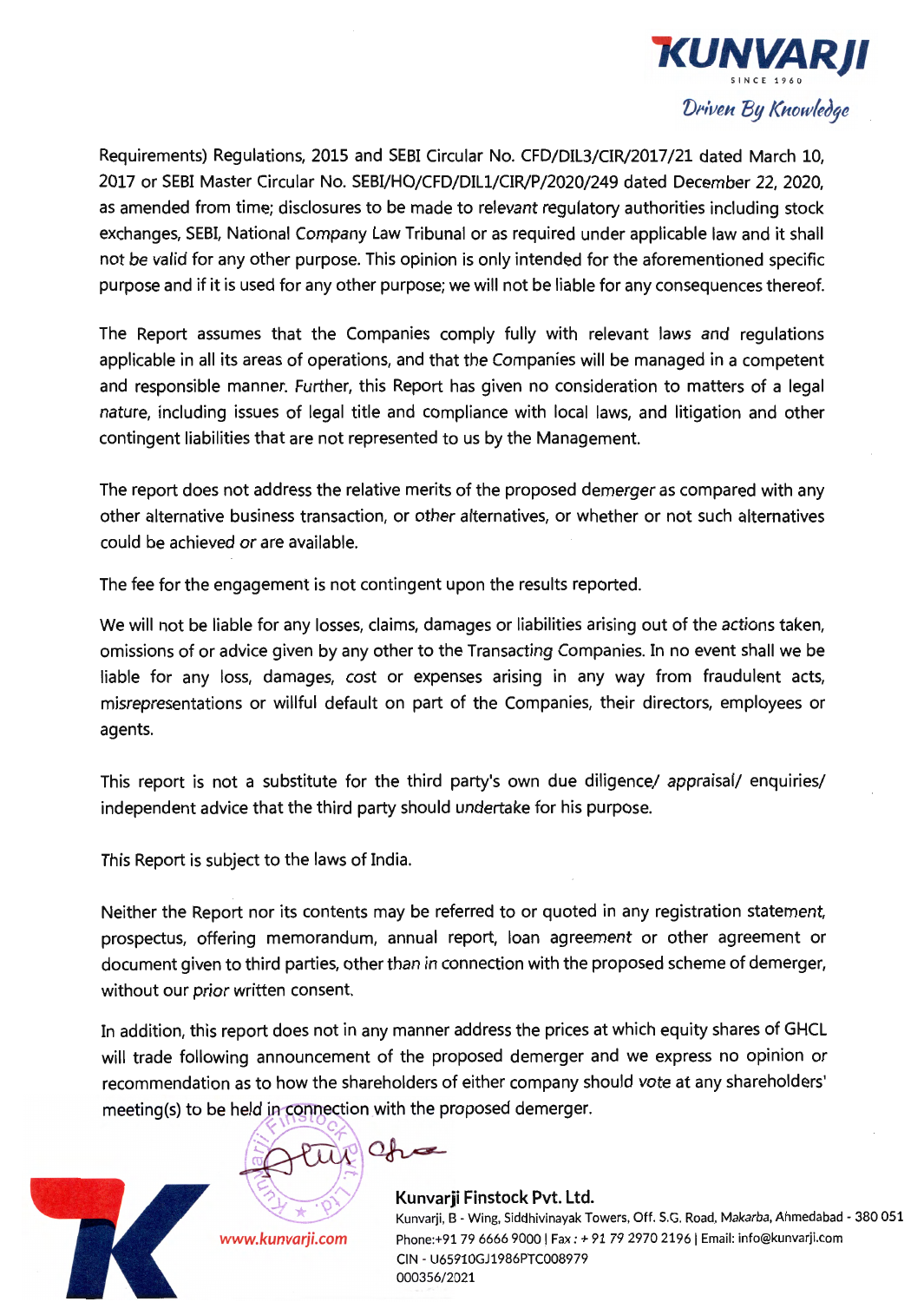Requirements) Regulations, 2015 and SEBI Circular No. CFD/DIL3/CIR/2017/21 dated March 10, 2017 or SEBI Master Circular No. SEBI/HO/CFD/DIL1/CIR/P/2020/249 dated December 22, 2020, as amended from time; disclosures to be made to relevant regulatory authorities including stock exchanges, SEBI, National Company Law Tribunal or as required under applicable law and it shall not be valid for any other purpose. This opinion is only intended for the aforementioned specific purpose and if it is used for any other purpose; we will not be liable for any consequences thereof.

The Report assumes that the Companies comply fully with relevant laws and regulations applicable in all its areas of operations, and that the Companies will be managed in a competent and responsible manner. Further, this Report has given no consideration to matters of a legal nature, including issues of legal title and compliance with local laws, and litigation and other contingent liabilities that are not represented to us by the Management.

The report does not address the relative merits of the proposed demerger as compared with any other alternative business transaction, or other alternatives, or whether or not such alternatives could be achieved or are available.

The fee for the engagement is not contingent upon the results reported.

We will not be liable for any losses, claims, damages or liabilities arising out of the actions taken, omissions of or advice given by any other to the Transacting Companies. In no event shall we be liable for any loss, damages, cost or expenses arising in any way from fraudulent acts, misrepresentations or willful default on part of the Companies, their directors, employees or agents.

This report is not a substitute for the third party's own due diligence/ appraisal/ enquiries/ independent advice that the third party should undertake for his purpose.

This Report is subject to the laws of India.

Neither the Report nor its contents may be referred to or quoted in any registration statement, prospectus, offering memorandum, annual report, loan agreement or other agreement or document given to third parties, other than in connection with the proposed scheme of demerger, without our prior written consent.

In addition, this report does not in any manner address the prices at which equity shares of GHCL will trade following announcement of the proposed demerger and we express no opinion or recommendation as to how the shareholders of either company should vote at any shareholders' meeting(s) to be held in connection with the proposed demerger.

**Kunvarji Finstock Pvt. Ltd.**

Kunvarji, B - Wing, Siddhivinayak Towers, Off. S.G. Road, Makarba, Ahmedabad - 380 051
Phone:+91 79 6666 9000 | Fax : + 91 79 2970 2196 | Email: info@kunvarji.com
CIN - U65910GJ1986PTC008979

www.kunvarji.com

000356/2021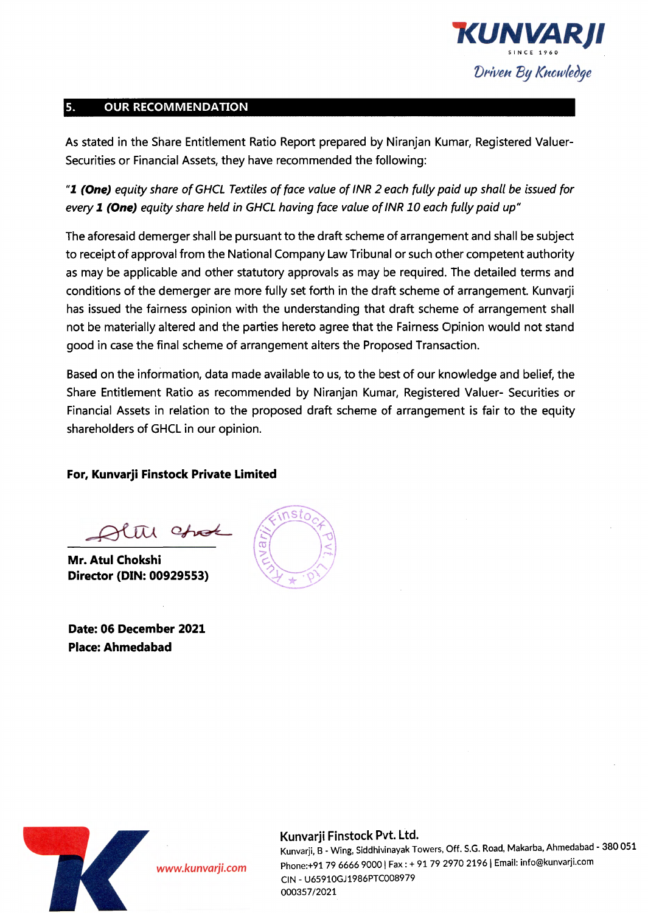## 5. OUR RECOMMENDATION

As stated in the Share Entitlement Ratio Report prepared by Niranjan Kumar, Registered Valuer-Securities or Financial Assets, they have recommended the following:

*"**1 (One)** equity share of GHCL Textiles of face value of INR 2 each fully paid up shall be issued for every **1 (One)** equity share held in GHCL having face value of INR 10 each fully paid up"*

The aforesaid demerger shall be pursuant to the draft scheme of arrangement and shall be subject to receipt of approval from the National Company Law Tribunal or such other competent authority as may be applicable and other statutory approvals as may be required. The detailed terms and conditions of the demerger are more fully set forth in the draft scheme of arrangement. Kunvarji has issued the fairness opinion with the understanding that draft scheme of arrangement shall not be materially altered and the parties hereto agree that the Fairness Opinion would not stand good in case the final scheme of arrangement alters the Proposed Transaction.

Based on the information, data made available to us, to the best of our knowledge and belief, the Share Entitlement Ratio as recommended by Niranjan Kumar, Registered Valuer- Securities or Financial Assets in relation to the proposed draft scheme of arrangement is fair to the equity shareholders of GHCL in our opinion.

**For, Kunvarji Finstock Private Limited**

**Mr. Atul Chokshi**
**Director (DIN: 00929553)**

**Date: 06 December 2021**
**Place: Ahmedabad**

Kunvarji Finstock Pvt. Ltd.
Kunvarji, B - Wing, Siddhivinayak Towers, Off. S.G. Road, Makarba, Ahmedabad - 380 051
Phone:+91 79 6666 9000 | Fax : + 91 79 2970 2196 | Email: info@kunvarji.com
CIN - U65910GJ1986PTC008979
www.kunvarji.com
000357/2021